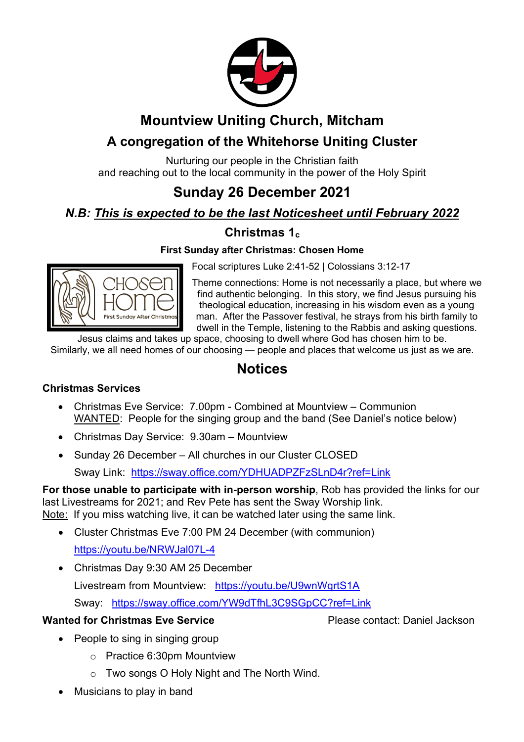# Mountview Uniting Church, Mitcham

## A congregation of the Whitehorse Uniting Cluster

Nurturing our people in the Christian faith
and reaching out to the local community in the power of the Holy Spirit

# Sunday 26 December 2021

## *N.B: This is expected to be the last Noticesheet until February 2022*

### Christmas $1_c$

**First Sunday after Christmas: Chosen Home**

Focal scriptures Luke 2:41-52 | Colossians 3:12-17

Theme connections: Home is not necessarily a place, but where we find authentic belonging. In this story, we find Jesus pursuing his theological education, increasing in his wisdom even as a young man. After the Passover festival, he strays from his birth family to dwell in the Temple, listening to the Rabbis and asking questions. Jesus claims and takes up space, choosing to dwell where God has chosen him to be. Similarly, we all need homes of our choosing — people and places that welcome us just as we are.

## Notices

### Christmas Services

- Christmas Eve Service: 7.00pm - Combined at Mountview – Communion
  WANTED: People for the singing group and the band (See Daniel's notice below)
- Christmas Day Service: 9.30am – Mountview
- Sunday 26 December – All churches in our Cluster CLOSED

  Sway Link: https://sway.office.com/YDHUADPZFzSLnD4r?ref=Link

**For those unable to participate with in-person worship**, Rob has provided the links for our last Livestreams for 2021; and Rev Pete has sent the Sway Worship link.
Note: If you miss watching live, it can be watched later using the same link.

- Cluster Christmas Eve 7:00 PM 24 December (with communion)

  https://youtu.be/NRWJal07L-4
- Christmas Day 9:30 AM 25 December

  Livestream from Mountview: https://youtu.be/U9wnWqrtS1A

  Sway: https://sway.office.com/YW9dTfhL3C9SGpCC?ref=Link

**Wanted for Christmas Eve Service** Please contact: Daniel Jackson

- People to sing in singing group
  - Practice 6:30pm Mountview
  - Two songs O Holy Night and The North Wind.
- Musicians to play in band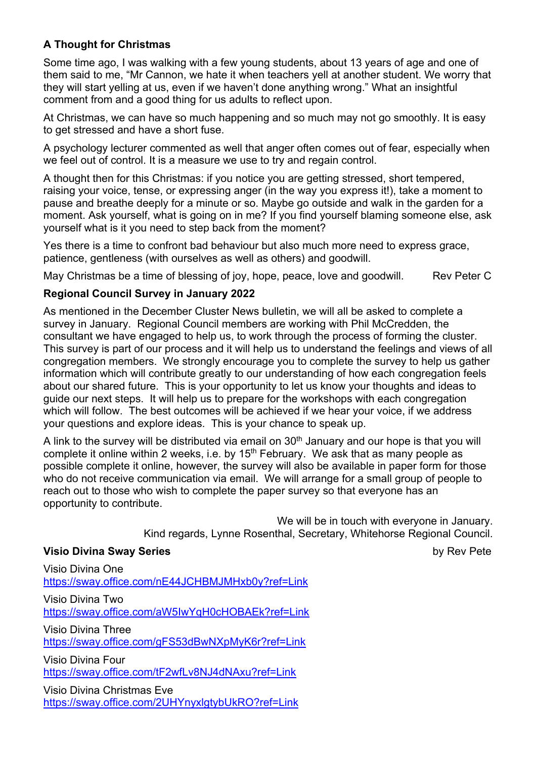## A Thought for Christmas

Some time ago, I was walking with a few young students, about 13 years of age and one of them said to me, “Mr Cannon, we hate it when teachers yell at another student. We worry that they will start yelling at us, even if we haven’t done anything wrong.” What an insightful comment from and a good thing for us adults to reflect upon.

At Christmas, we can have so much happening and so much may not go smoothly. It is easy to get stressed and have a short fuse.

A psychology lecturer commented as well that anger often comes out of fear, especially when we feel out of control. It is a measure we use to try and regain control.

A thought then for this Christmas: if you notice you are getting stressed, short tempered, raising your voice, tense, or expressing anger (in the way you express it!), take a moment to pause and breathe deeply for a minute or so. Maybe go outside and walk in the garden for a moment. Ask yourself, what is going on in me? If you find yourself blaming someone else, ask yourself what is it you need to step back from the moment?

Yes there is a time to confront bad behaviour but also much more need to express grace, patience, gentleness (with ourselves as well as others) and goodwill.

May Christmas be a time of blessing of joy, hope, peace, love and goodwill. Rev Peter C

## Regional Council Survey in January 2022

As mentioned in the December Cluster News bulletin, we will all be asked to complete a survey in January. Regional Council members are working with Phil McCredden, the consultant we have engaged to help us, to work through the process of forming the cluster. This survey is part of our process and it will help us to understand the feelings and views of all congregation members. We strongly encourage you to complete the survey to help us gather information which will contribute greatly to our understanding of how each congregation feels about our shared future. This is your opportunity to let us know your thoughts and ideas to guide our next steps. It will help us to prepare for the workshops with each congregation which will follow. The best outcomes will be achieved if we hear your voice, if we address your questions and explore ideas. This is your chance to speak up.

A link to the survey will be distributed via email on 30th January and our hope is that you will complete it online within 2 weeks, i.e. by 15th February. We ask that as many people as possible complete it online, however, the survey will also be available in paper form for those who do not receive communication via email. We will arrange for a small group of people to reach out to those who wish to complete the paper survey so that everyone has an opportunity to contribute.

We will be in touch with everyone in January.
Kind regards, Lynne Rosenthal, Secretary, Whitehorse Regional Council.

## Visio Divina Sway Series

by Rev Pete

Visio Divina One
https://sway.office.com/nE44JCHBMJMHxb0y?ref=Link

Visio Divina Two
https://sway.office.com/aW5IwYqH0cHOBAEk?ref=Link

Visio Divina Three
https://sway.office.com/gFS53dBwNXpMyK6r?ref=Link

Visio Divina Four
https://sway.office.com/tF2wfLv8NJ4dNAxu?ref=Link

Visio Divina Christmas Eve
https://sway.office.com/2UHYnyxlgtybUkRO?ref=Link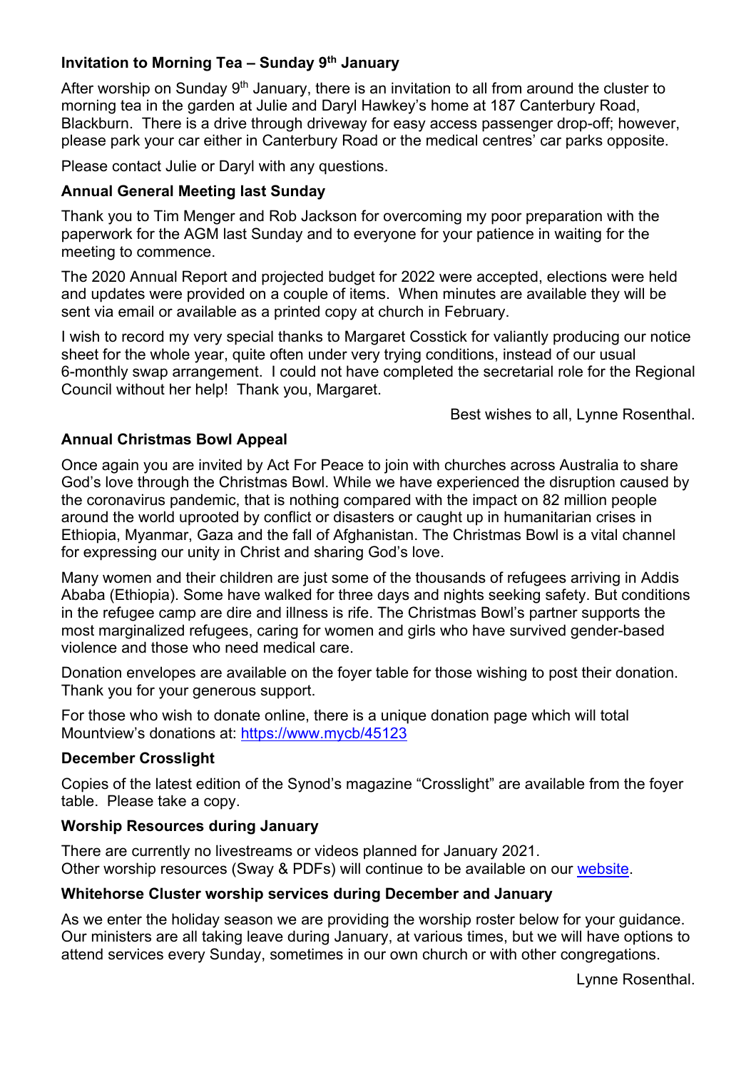### Invitation to Morning Tea – Sunday 9th January

After worship on Sunday 9th January, there is an invitation to all from around the cluster to morning tea in the garden at Julie and Daryl Hawkey's home at 187 Canterbury Road, Blackburn. There is a drive through driveway for easy access passenger drop-off; however, please park your car either in Canterbury Road or the medical centres' car parks opposite.

Please contact Julie or Daryl with any questions.

### Annual General Meeting last Sunday

Thank you to Tim Menger and Rob Jackson for overcoming my poor preparation with the paperwork for the AGM last Sunday and to everyone for your patience in waiting for the meeting to commence.

The 2020 Annual Report and projected budget for 2022 were accepted, elections were held and updates were provided on a couple of items. When minutes are available they will be sent via email or available as a printed copy at church in February.

I wish to record my very special thanks to Margaret Cosstick for valiantly producing our notice sheet for the whole year, quite often under very trying conditions, instead of our usual 6-monthly swap arrangement. I could not have completed the secretarial role for the Regional Council without her help! Thank you, Margaret.

Best wishes to all, Lynne Rosenthal.

### Annual Christmas Bowl Appeal

Once again you are invited by Act For Peace to join with churches across Australia to share God's love through the Christmas Bowl. While we have experienced the disruption caused by the coronavirus pandemic, that is nothing compared with the impact on 82 million people around the world uprooted by conflict or disasters or caught up in humanitarian crises in Ethiopia, Myanmar, Gaza and the fall of Afghanistan. The Christmas Bowl is a vital channel for expressing our unity in Christ and sharing God's love.

Many women and their children are just some of the thousands of refugees arriving in Addis Ababa (Ethiopia). Some have walked for three days and nights seeking safety. But conditions in the refugee camp are dire and illness is rife. The Christmas Bowl's partner supports the most marginalized refugees, caring for women and girls who have survived gender-based violence and those who need medical care.

Donation envelopes are available on the foyer table for those wishing to post their donation. Thank you for your generous support.

For those who wish to donate online, there is a unique donation page which will total Mountview's donations at: https://www.mycb/45123

### December Crosslight

Copies of the latest edition of the Synod's magazine "Crosslight" are available from the foyer table. Please take a copy.

### Worship Resources during January

There are currently no livestreams or videos planned for January 2021.
Other worship resources (Sway & PDFs) will continue to be available on our website.

### Whitehorse Cluster worship services during December and January

As we enter the holiday season we are providing the worship roster below for your guidance. Our ministers are all taking leave during January, at various times, but we will have options to attend services every Sunday, sometimes in our own church or with other congregations.

Lynne Rosenthal.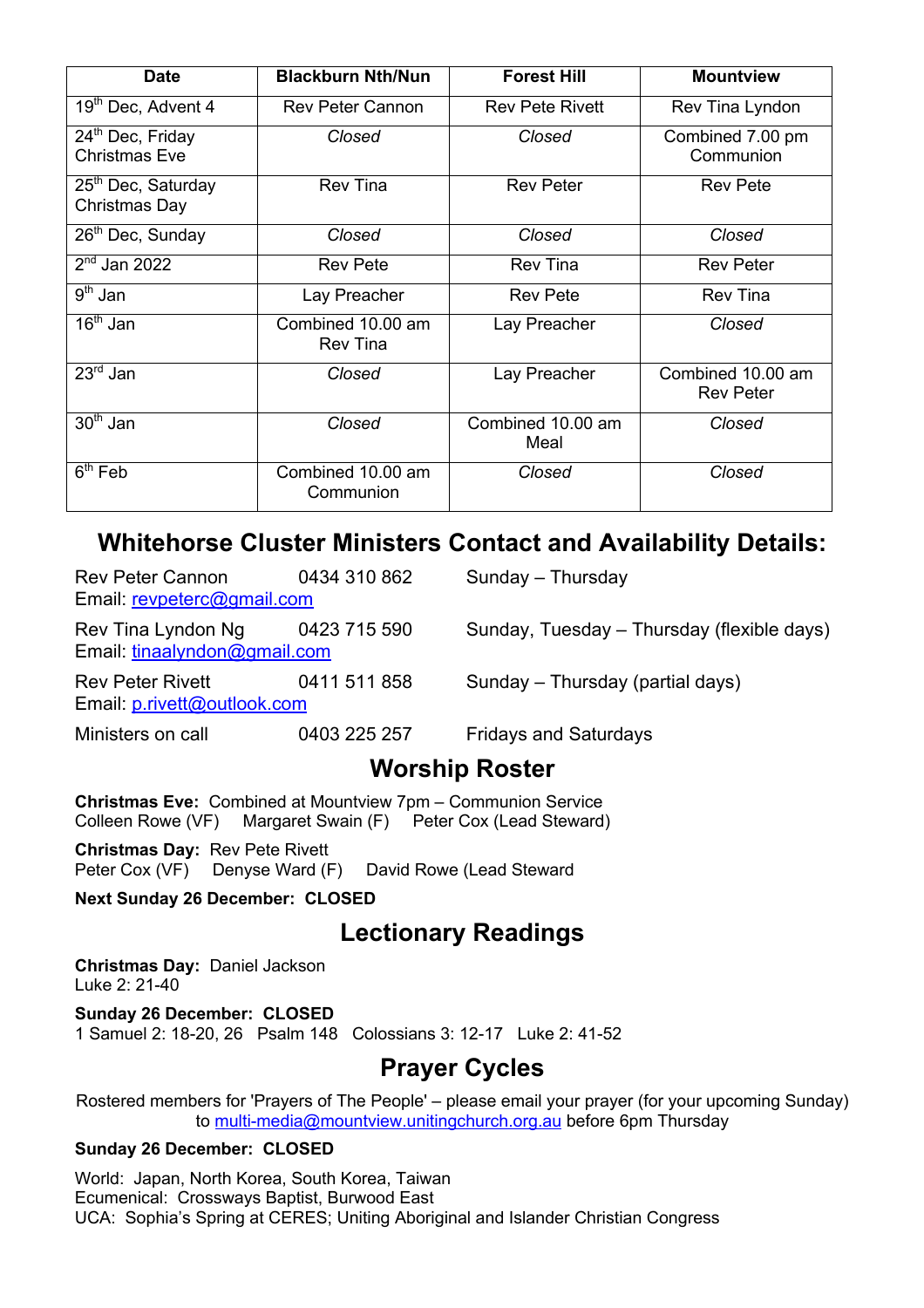| Date | Blackburn Nth/Nun | Forest Hill | Mountview |
|---|---|---|---|
| 19th Dec, Advent 4 | Rev Peter Cannon | Rev Pete Rivett | Rev Tina Lyndon |
| 24th Dec, Friday Christmas Eve | *Closed* | *Closed* | Combined 7.00 pm Communion |
| 25th Dec, Saturday Christmas Day | Rev Tina | Rev Peter | Rev Pete |
| 26th Dec, Sunday | *Closed* | *Closed* | *Closed* |
| 2nd Jan 2022 | Rev Pete | Rev Tina | Rev Peter |
| 9th Jan | Lay Preacher | Rev Pete | Rev Tina |
| 16th Jan | Combined 10.00 am Rev Tina | Lay Preacher | *Closed* |
| 23rd Jan | *Closed* | Lay Preacher | Combined 10.00 am Rev Peter |
| 30th Jan | *Closed* | Combined 10.00 am Meal | *Closed* |
| 6th Feb | Combined 10.00 am Communion | *Closed* | *Closed* |

## Whitehorse Cluster Ministers Contact and Availability Details:

Rev Peter Cannon 0434 310 862 Sunday – Thursday
Email: revpeterc@gmail.com

Rev Tina Lyndon Ng 0423 715 590 Sunday, Tuesday – Thursday (flexible days)
Email: tinaalyndon@gmail.com

Rev Peter Rivett 0411 511 858 Sunday – Thursday (partial days)
Email: p.rivett@outlook.com

Ministers on call 0403 225 257 Fridays and Saturdays

## Worship Roster

**Christmas Eve:** Combined at Mountview 7pm – Communion Service
Colleen Rowe (VF) Margaret Swain (F) Peter Cox (Lead Steward)

**Christmas Day:** Rev Pete Rivett
Peter Cox (VF) Denyse Ward (F) David Rowe (Lead Steward

**Next Sunday 26 December: CLOSED**

## Lectionary Readings

**Christmas Day:** Daniel Jackson
Luke 2: 21-40

**Sunday 26 December: CLOSED**
1 Samuel 2: 18-20, 26 Psalm 148 Colossians 3: 12-17 Luke 2: 41-52

## Prayer Cycles

Rostered members for 'Prayers of The People' – please email your prayer (for your upcoming Sunday) to multi-media@mountview.unitingchurch.org.au before 6pm Thursday

**Sunday 26 December: CLOSED**

World: Japan, North Korea, South Korea, Taiwan
Ecumenical: Crossways Baptist, Burwood East
UCA: Sophia's Spring at CERES; Uniting Aboriginal and Islander Christian Congress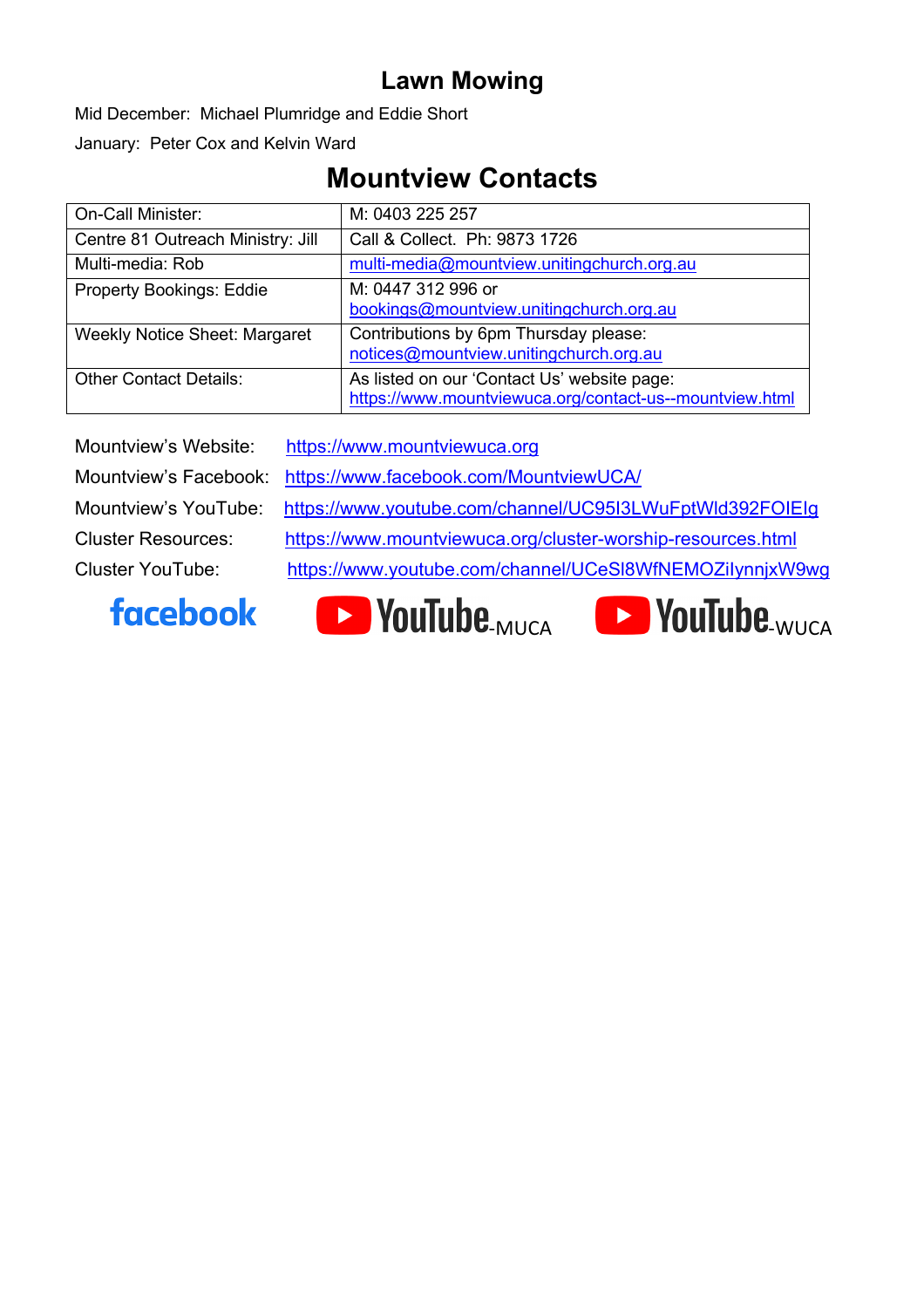## Lawn Mowing

Mid December: Michael Plumridge and Eddie Short

January: Peter Cox and Kelvin Ward

## Mountview Contacts

| | |
|---|---|
| On-Call Minister: | M: 0403 225 257 |
| Centre 81 Outreach Ministry: Jill | Call & Collect. Ph: 9873 1726 |
| Multi-media: Rob | multi-media@mountview.unitingchurch.org.au |
| Property Bookings: Eddie | M: 0447 312 996 or bookings@mountview.unitingchurch.org.au |
| Weekly Notice Sheet: Margaret | Contributions by 6pm Thursday please: notices@mountview.unitingchurch.org.au |
| Other Contact Details: | As listed on our 'Contact Us' website page: https://www.mountviewuca.org/contact-us--mountview.html |

Mountview's Website: https://www.mountviewuca.org

Mountview's Facebook: https://www.facebook.com/MountviewUCA/

Mountview's YouTube: https://www.youtube.com/channel/UC95I3LWuFptWld392FOIEIg

Cluster Resources: https://www.mountviewuca.org/cluster-worship-resources.html

Cluster YouTube: https://www.youtube.com/channel/UCeSl8WfNEMOZiIynnjxW9wg

facebook YouTube-MUCA YouTube-WUCA